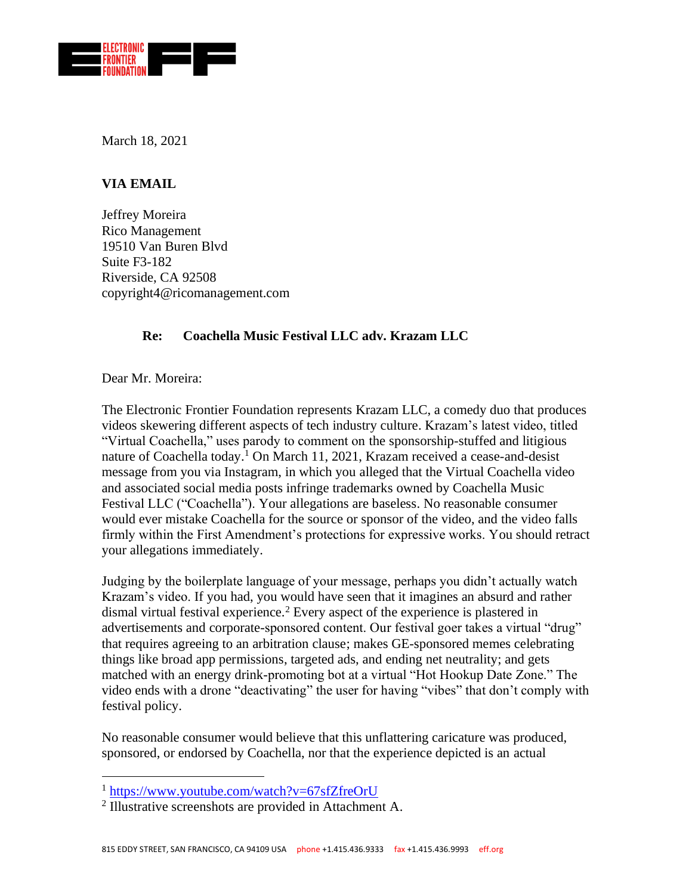March 18, 2021

**VIA EMAIL**

Jeffrey Moreira
Rico Management
19510 Van Buren Blvd
Suite F3-182
Riverside, CA 92508
copyright4@ricomanagement.com

**Re: Coachella Music Festival LLC adv. Krazam LLC**

Dear Mr. Moreira:

The Electronic Frontier Foundation represents Krazam LLC, a comedy duo that produces videos skewering different aspects of tech industry culture. Krazam's latest video, titled "Virtual Coachella," uses parody to comment on the sponsorship-stuffed and litigious nature of Coachella today.[1] On March 11, 2021, Krazam received a cease-and-desist message from you via Instagram, in which you alleged that the Virtual Coachella video and associated social media posts infringe trademarks owned by Coachella Music Festival LLC ("Coachella"). Your allegations are baseless. No reasonable consumer would ever mistake Coachella for the source or sponsor of the video, and the video falls firmly within the First Amendment's protections for expressive works. You should retract your allegations immediately.

Judging by the boilerplate language of your message, perhaps you didn't actually watch Krazam's video. If you had, you would have seen that it imagines an absurd and rather dismal virtual festival experience.[2] Every aspect of the experience is plastered in advertisements and corporate-sponsored content. Our festival goer takes a virtual "drug" that requires agreeing to an arbitration clause; makes GE-sponsored memes celebrating things like broad app permissions, targeted ads, and ending net neutrality; and gets matched with an energy drink-promoting bot at a virtual "Hot Hookup Date Zone." The video ends with a drone "deactivating" the user for having "vibes" that don't comply with festival policy.

No reasonable consumer would believe that this unflattering caricature was produced, sponsored, or endorsed by Coachella, nor that the experience depicted is an actual

---

[1] https://www.youtube.com/watch?v=67sfZfreOrU

[2] Illustrative screenshots are provided in Attachment A.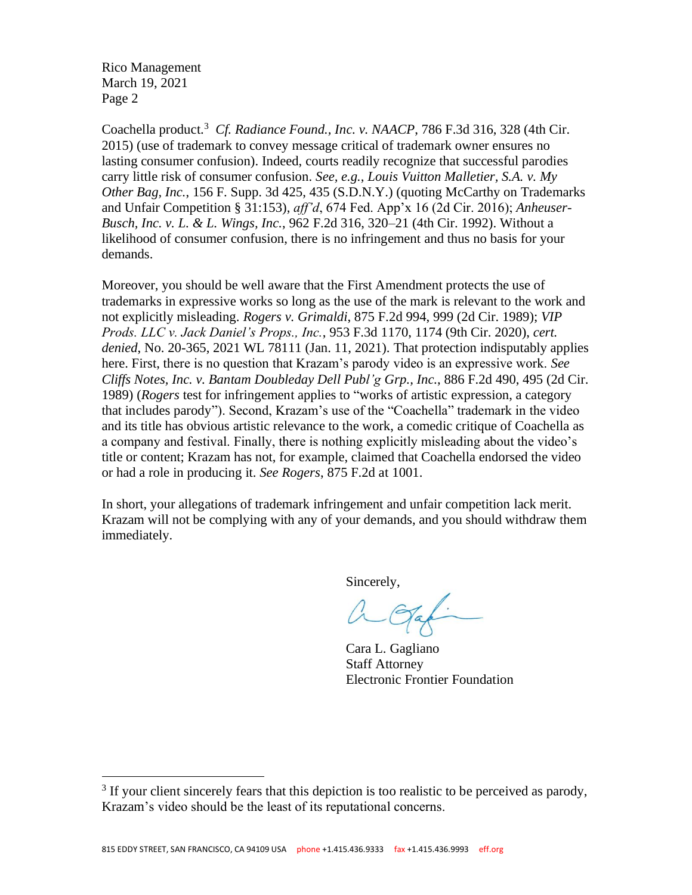Coachella product.[3] *Cf. Radiance Found., Inc. v. NAACP*, 786 F.3d 316, 328 (4th Cir. 2015) (use of trademark to convey message critical of trademark owner ensures no lasting consumer confusion). Indeed, courts readily recognize that successful parodies carry little risk of consumer confusion. *See, e.g.*, *Louis Vuitton Malletier, S.A. v. My Other Bag, Inc.*, 156 F. Supp. 3d 425, 435 (S.D.N.Y.) (quoting McCarthy on Trademarks and Unfair Competition § 31:153), *aff'd*, 674 Fed. App'x 16 (2d Cir. 2016); *Anheuser-Busch, Inc. v. L. & L. Wings, Inc.*, 962 F.2d 316, 320–21 (4th Cir. 1992). Without a likelihood of consumer confusion, there is no infringement and thus no basis for your demands.

Moreover, you should be well aware that the First Amendment protects the use of trademarks in expressive works so long as the use of the mark is relevant to the work and not explicitly misleading. *Rogers v. Grimaldi*, 875 F.2d 994, 999 (2d Cir. 1989); *VIP Prods. LLC v. Jack Daniel's Props., Inc.*, 953 F.3d 1170, 1174 (9th Cir. 2020), *cert. denied*, No. 20-365, 2021 WL 78111 (Jan. 11, 2021). That protection indisputably applies here. First, there is no question that Krazam's parody video is an expressive work. *See Cliffs Notes, Inc. v. Bantam Doubleday Dell Publ'g Grp., Inc.*, 886 F.2d 490, 495 (2d Cir. 1989) (*Rogers* test for infringement applies to "works of artistic expression, a category that includes parody"). Second, Krazam's use of the "Coachella" trademark in the video and its title has obvious artistic relevance to the work, a comedic critique of Coachella as a company and festival. Finally, there is nothing explicitly misleading about the video's title or content; Krazam has not, for example, claimed that Coachella endorsed the video or had a role in producing it. *See Rogers*, 875 F.2d at 1001.

In short, your allegations of trademark infringement and unfair competition lack merit. Krazam will not be complying with any of your demands, and you should withdraw them immediately.

Sincerely,

Cara L. Gagliano
Staff Attorney
Electronic Frontier Foundation

---

[3] If your client sincerely fears that this depiction is too realistic to be perceived as parody, Krazam's video should be the least of its reputational concerns.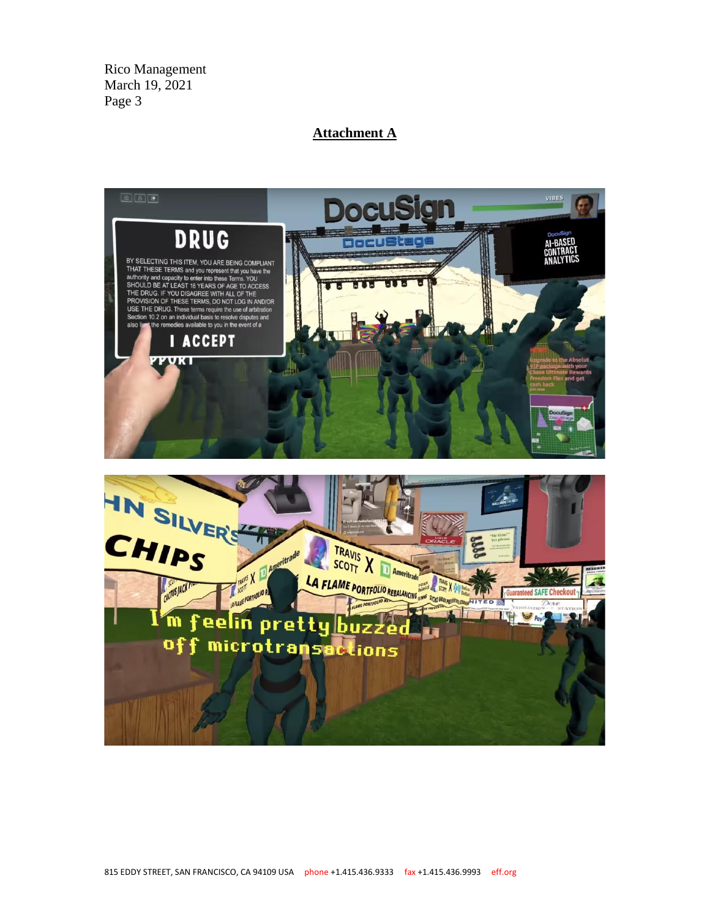## Attachment A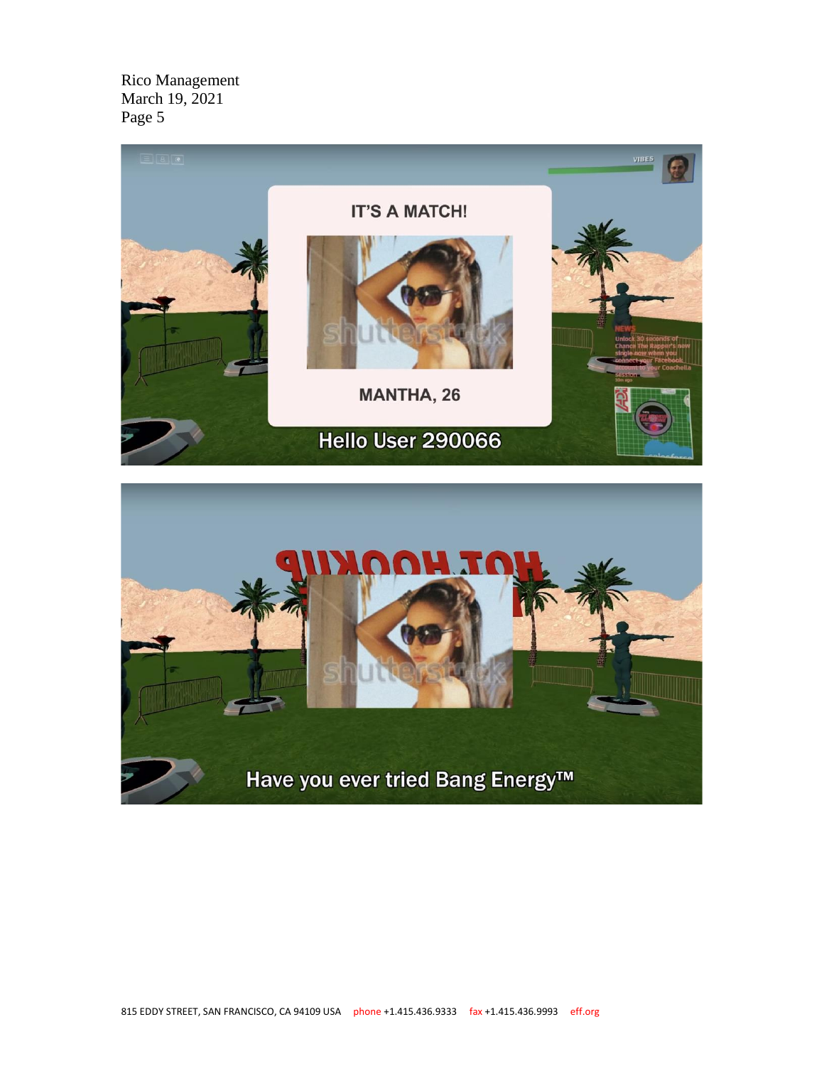Rico Management
March 19, 2021
Page 5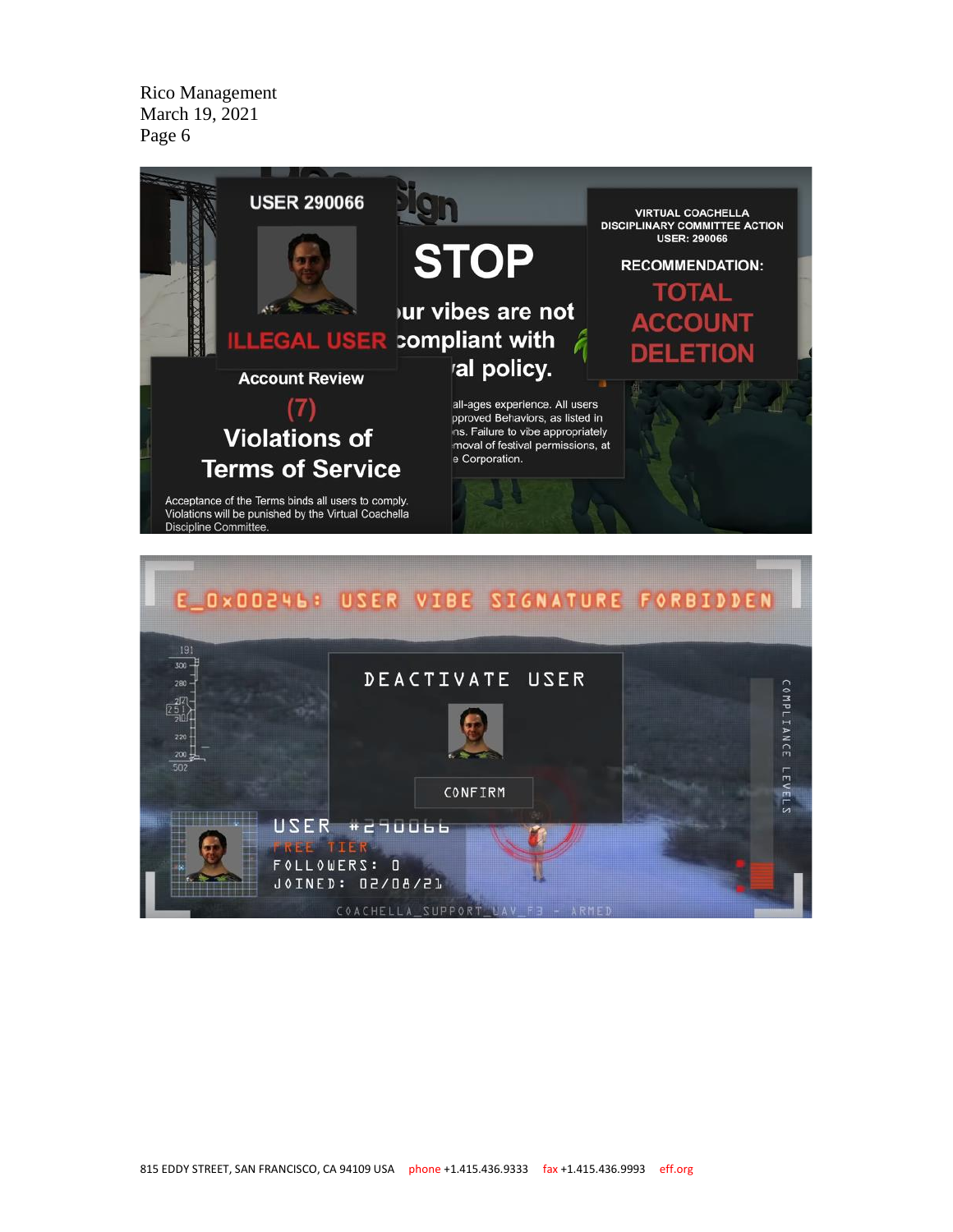USER 290066

ILLEGAL USER

STOP

…ur vibes are not compliant with …al policy.

…all-ages experience. All users …pproved Behaviors, as listed in …ns. Failure to vibe appropriately …moval of festival permissions, at …e Corporation.

VIRTUAL COACHELLA DISCIPLINARY COMMITTEE ACTION
USER: 290066

RECOMMENDATION:

TOTAL ACCOUNT DELETION

Account Review

(7)

Violations of Terms of Service

Acceptance of the Terms binds all users to comply. Violations will be punished by the Virtual Coachella Discipline Committee.

E_0x00246: USER VIBE SIGNATURE FORBIDDEN

DEACTIVATE USER

CONFIRM

USER #290066
FREE TIER
FOLLOWERS: 0
JOINED: 02/08/21

COMPLIANCE LEVELS

COACHELLA_SUPPORT_UAV_F3 - ARMED